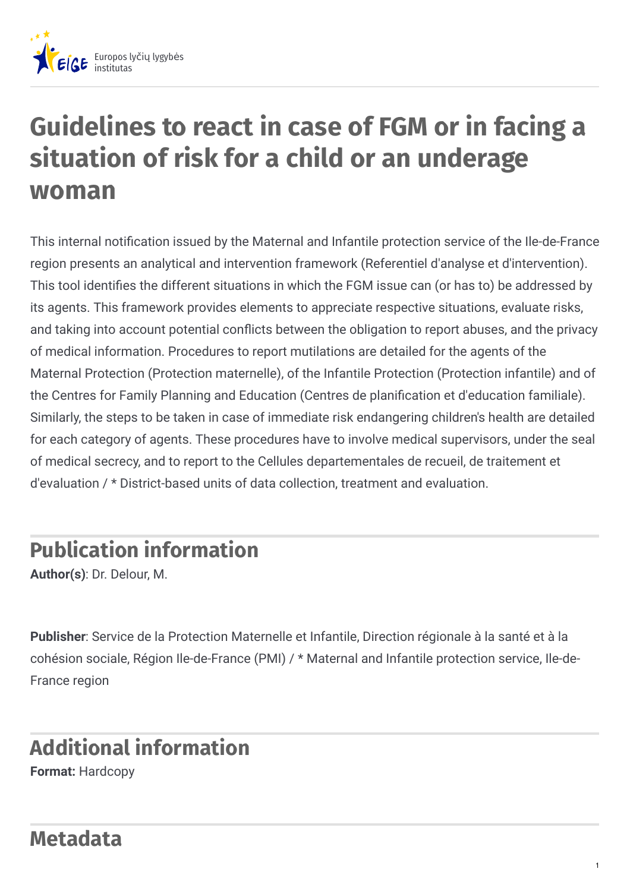Europos lyčių lygybės institutas

# Guidelines to react in case of FGM or in facing a situation of risk for a child or an underage woman

This internal notification issued by the Maternal and Infantile protection service of the Ile-de-France region presents an analytical and intervention framework (Referentiel d'analyse et d'intervention). This tool identifies the different situations in which the FGM issue can (or has to) be addressed by its agents. This framework provides elements to appreciate respective situations, evaluate risks, and taking into account potential conflicts between the obligation to report abuses, and the privacy of medical information. Procedures to report mutilations are detailed for the agents of the Maternal Protection (Protection maternelle), of the Infantile Protection (Protection infantile) and of the Centres for Family Planning and Education (Centres de planification et d'education familiale). Similarly, the steps to be taken in case of immediate risk endangering children's health are detailed for each category of agents. These procedures have to involve medical supervisors, under the seal of medical secrecy, and to report to the Cellules departementales de recueil, de traitement et d'evaluation / * District-based units of data collection, treatment and evaluation.

## Publication information

**Author(s)**: Dr. Delour, M.

**Publisher**: Service de la Protection Maternelle et Infantile, Direction régionale à la santé et à la cohésion sociale, Région Ile-de-France (PMI) / * Maternal and Infantile protection service, Ile-de-France region

## Additional information

**Format:** Hardcopy

## Metadata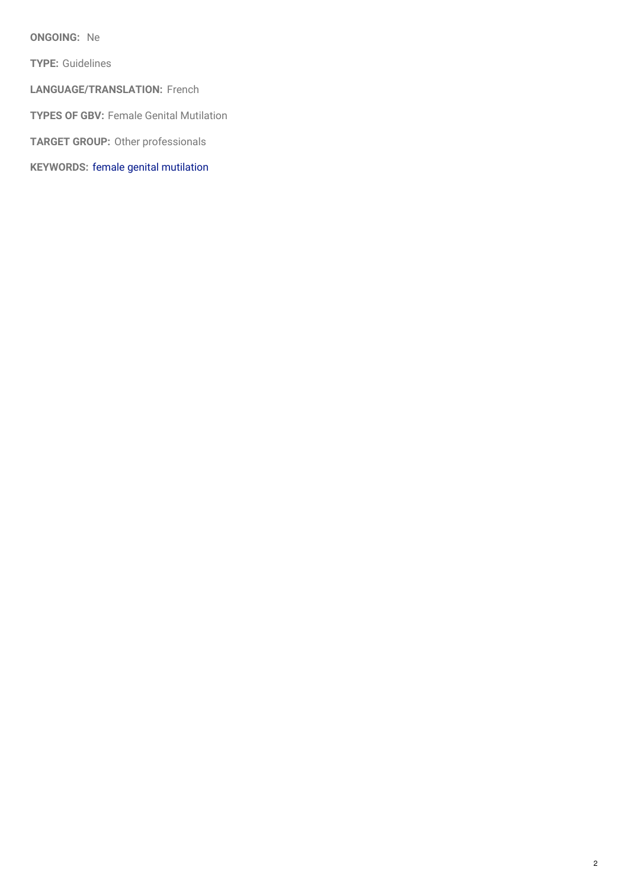**ONGOING:** Ne

**TYPE:** Guidelines

**LANGUAGE/TRANSLATION:** French

**TYPES OF GBV:** Female Genital Mutilation

**TARGET GROUP:** Other professionals

**KEYWORDS:** female genital mutilation